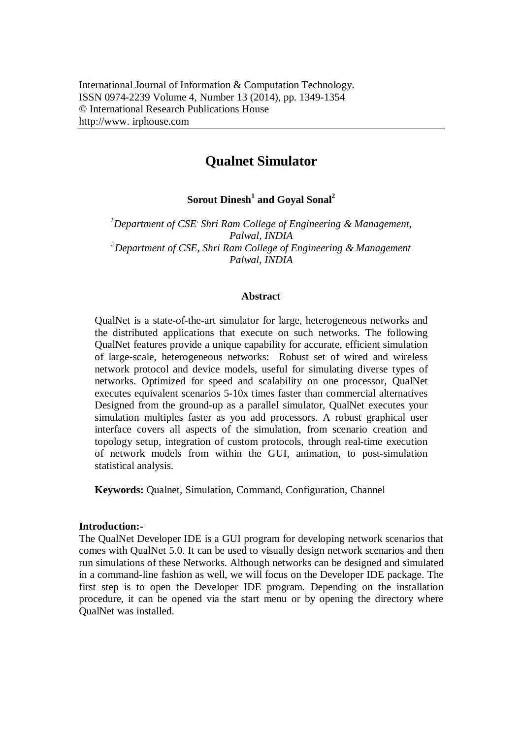International Journal of Information & Computation Technology.
ISSN 0974-2239 Volume 4, Number 13 (2014), pp. 1349-1354
© International Research Publications House
http://www. irphouse.com

# Qualnet Simulator

**Sorout Dinesh[1] and Goyal Sonal[2]**

*[1]Department of CSE, Shri Ram College of Engineering & Management, Palwal, INDIA*
*[2]Department of CSE, Shri Ram College of Engineering & Management Palwal, INDIA*

### Abstract

QualNet is a state-of-the-art simulator for large, heterogeneous networks and the distributed applications that execute on such networks. The following QualNet features provide a unique capability for accurate, efficient simulation of large-scale, heterogeneous networks: Robust set of wired and wireless network protocol and device models, useful for simulating diverse types of networks. Optimized for speed and scalability on one processor, QualNet executes equivalent scenarios 5-10x times faster than commercial alternatives Designed from the ground-up as a parallel simulator, QualNet executes your simulation multiples faster as you add processors. A robust graphical user interface covers all aspects of the simulation, from scenario creation and topology setup, integration of custom protocols, through real-time execution of network models from within the GUI, animation, to post-simulation statistical analysis.

**Keywords:** Qualnet, Simulation, Command, Configuration, Channel

## Introduction:-

The QualNet Developer IDE is a GUI program for developing network scenarios that comes with QualNet 5.0. It can be used to visually design network scenarios and then run simulations of these Networks. Although networks can be designed and simulated in a command-line fashion as well, we will focus on the Developer IDE package. The first step is to open the Developer IDE program. Depending on the installation procedure, it can be opened via the start menu or by opening the directory where QualNet was installed.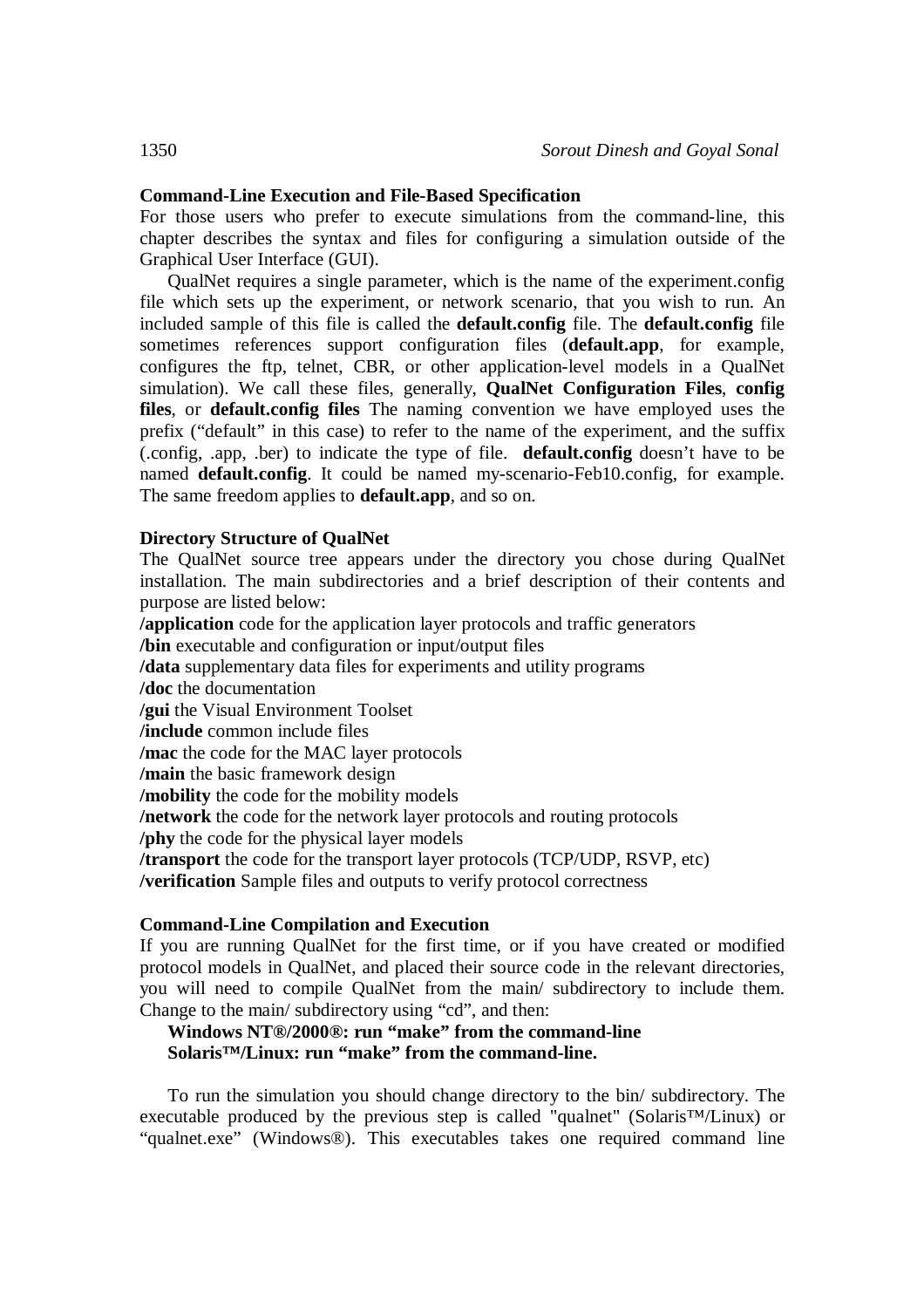**Command-Line Execution and File-Based Specification**

For those users who prefer to execute simulations from the command-line, this chapter describes the syntax and files for configuring a simulation outside of the Graphical User Interface (GUI).

QualNet requires a single parameter, which is the name of the experiment.config file which sets up the experiment, or network scenario, that you wish to run. An included sample of this file is called the **default.config** file. The **default.config** file sometimes references support configuration files (**default.app**, for example, configures the ftp, telnet, CBR, or other application-level models in a QualNet simulation). We call these files, generally, **QualNet Configuration Files**, **config files**, or **default.config files** The naming convention we have employed uses the prefix ("default" in this case) to refer to the name of the experiment, and the suffix (.config, .app, .ber) to indicate the type of file. **default.config** doesn't have to be named **default.config**. It could be named my-scenario-Feb10.config, for example. The same freedom applies to **default.app**, and so on.

**Directory Structure of QualNet**

The QualNet source tree appears under the directory you chose during QualNet installation. The main subdirectories and a brief description of their contents and purpose are listed below:

**/application** code for the application layer protocols and traffic generators
**/bin** executable and configuration or input/output files
**/data** supplementary data files for experiments and utility programs
**/doc** the documentation
**/gui** the Visual Environment Toolset
**/include** common include files
**/mac** the code for the MAC layer protocols
**/main** the basic framework design
**/mobility** the code for the mobility models
**/network** the code for the network layer protocols and routing protocols
**/phy** the code for the physical layer models
**/transport** the code for the transport layer protocols (TCP/UDP, RSVP, etc)
**/verification** Sample files and outputs to verify protocol correctness

**Command-Line Compilation and Execution**

If you are running QualNet for the first time, or if you have created or modified protocol models in QualNet, and placed their source code in the relevant directories, you will need to compile QualNet from the main/ subdirectory to include them. Change to the main/ subdirectory using "cd", and then:

**Windows NT®/2000®: run "make" from the command-line**
**Solaris™/Linux: run "make" from the command-line.**

To run the simulation you should change directory to the bin/ subdirectory. The executable produced by the previous step is called "qualnet" (Solaris™/Linux) or "qualnet.exe" (Windows®). This executables takes one required command line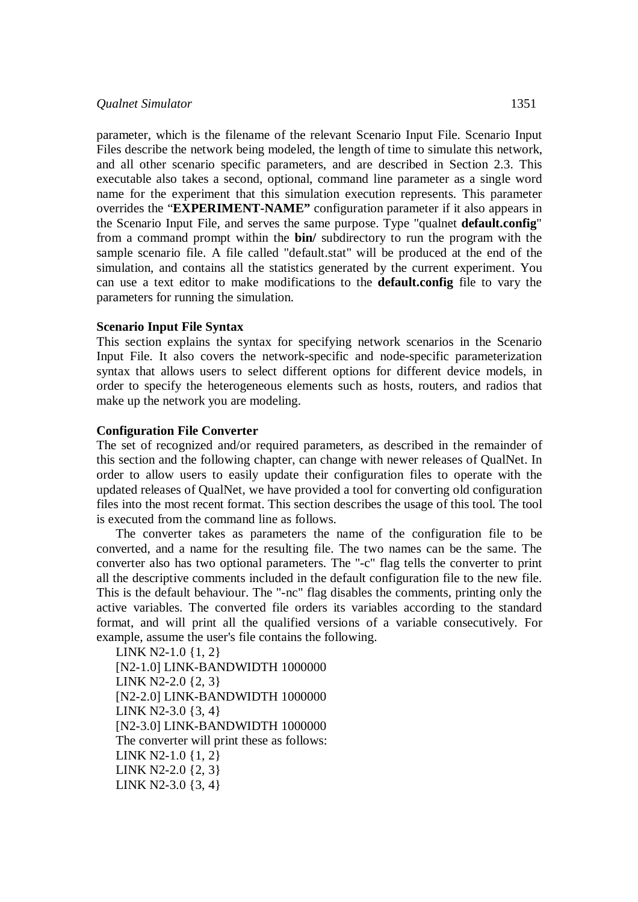parameter, which is the filename of the relevant Scenario Input File. Scenario Input Files describe the network being modeled, the length of time to simulate this network, and all other scenario specific parameters, and are described in Section 2.3. This executable also takes a second, optional, command line parameter as a single word name for the experiment that this simulation execution represents. This parameter overrides the "**EXPERIMENT-NAME"** configuration parameter if it also appears in the Scenario Input File, and serves the same purpose. Type "qualnet **default.config**" from a command prompt within the **bin/** subdirectory to run the program with the sample scenario file. A file called "default.stat" will be produced at the end of the simulation, and contains all the statistics generated by the current experiment. You can use a text editor to make modifications to the **default.config** file to vary the parameters for running the simulation.

**Scenario Input File Syntax**

This section explains the syntax for specifying network scenarios in the Scenario Input File. It also covers the network-specific and node-specific parameterization syntax that allows users to select different options for different device models, in order to specify the heterogeneous elements such as hosts, routers, and radios that make up the network you are modeling.

**Configuration File Converter**

The set of recognized and/or required parameters, as described in the remainder of this section and the following chapter, can change with newer releases of QualNet. In order to allow users to easily update their configuration files to operate with the updated releases of QualNet, we have provided a tool for converting old configuration files into the most recent format. This section describes the usage of this tool. The tool is executed from the command line as follows.

The converter takes as parameters the name of the configuration file to be converted, and a name for the resulting file. The two names can be the same. The converter also has two optional parameters. The "-c" flag tells the converter to print all the descriptive comments included in the default configuration file to the new file. This is the default behaviour. The "-nc" flag disables the comments, printing only the active variables. The converted file orders its variables according to the standard format, and will print all the qualified versions of a variable consecutively. For example, assume the user's file contains the following.

```
LINK N2-1.0 {1, 2}
[N2-1.0] LINK-BANDWIDTH 1000000
LINK N2-2.0 {2, 3}
[N2-2.0] LINK-BANDWIDTH 1000000
LINK N2-3.0 {3, 4}
[N2-3.0] LINK-BANDWIDTH 1000000
```

The converter will print these as follows:

```
LINK N2-1.0 {1, 2}
LINK N2-2.0 {2, 3}
LINK N2-3.0 {3, 4}
```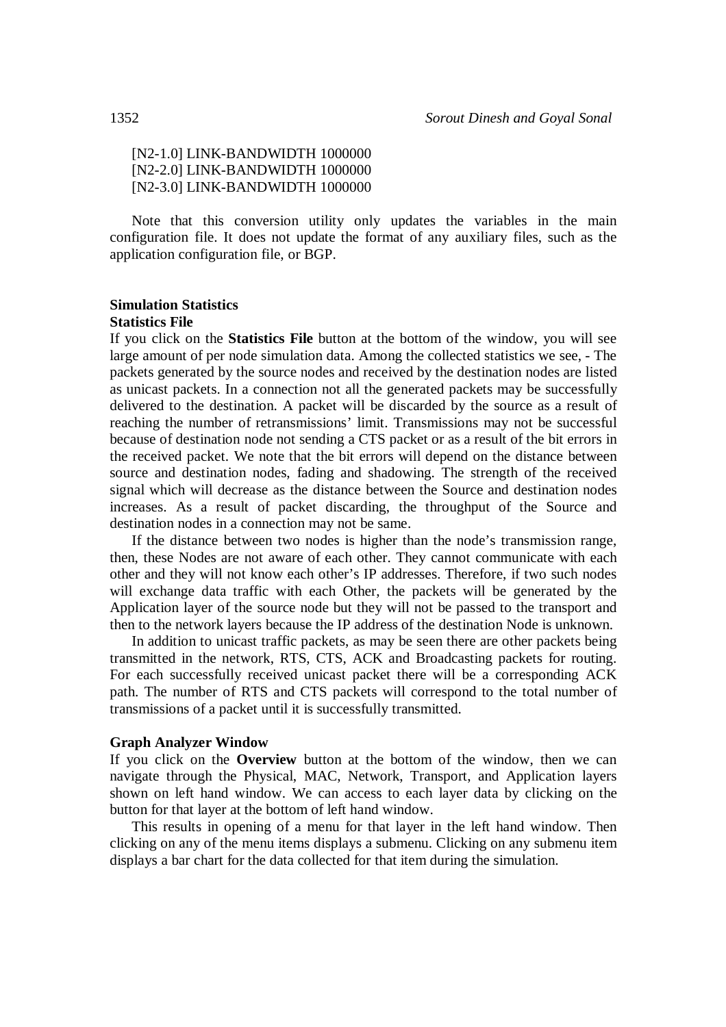[N2-1.0] LINK-BANDWIDTH 1000000
[N2-2.0] LINK-BANDWIDTH 1000000
[N2-3.0] LINK-BANDWIDTH 1000000

Note that this conversion utility only updates the variables in the main configuration file. It does not update the format of any auxiliary files, such as the application configuration file, or BGP.

## Simulation Statistics

### Statistics File

If you click on the **Statistics File** button at the bottom of the window, you will see large amount of per node simulation data. Among the collected statistics we see, - The packets generated by the source nodes and received by the destination nodes are listed as unicast packets. In a connection not all the generated packets may be successfully delivered to the destination. A packet will be discarded by the source as a result of reaching the number of retransmissions' limit. Transmissions may not be successful because of destination node not sending a CTS packet or as a result of the bit errors in the received packet. We note that the bit errors will depend on the distance between source and destination nodes, fading and shadowing. The strength of the received signal which will decrease as the distance between the Source and destination nodes increases. As a result of packet discarding, the throughput of the Source and destination nodes in a connection may not be same.

If the distance between two nodes is higher than the node's transmission range, then, these Nodes are not aware of each other. They cannot communicate with each other and they will not know each other's IP addresses. Therefore, if two such nodes will exchange data traffic with each Other, the packets will be generated by the Application layer of the source node but they will not be passed to the transport and then to the network layers because the IP address of the destination Node is unknown.

In addition to unicast traffic packets, as may be seen there are other packets being transmitted in the network, RTS, CTS, ACK and Broadcasting packets for routing. For each successfully received unicast packet there will be a corresponding ACK path. The number of RTS and CTS packets will correspond to the total number of transmissions of a packet until it is successfully transmitted.

### Graph Analyzer Window

If you click on the **Overview** button at the bottom of the window, then we can navigate through the Physical, MAC, Network, Transport, and Application layers shown on left hand window. We can access to each layer data by clicking on the button for that layer at the bottom of left hand window.

This results in opening of a menu for that layer in the left hand window. Then clicking on any of the menu items displays a submenu. Clicking on any submenu item displays a bar chart for the data collected for that item during the simulation.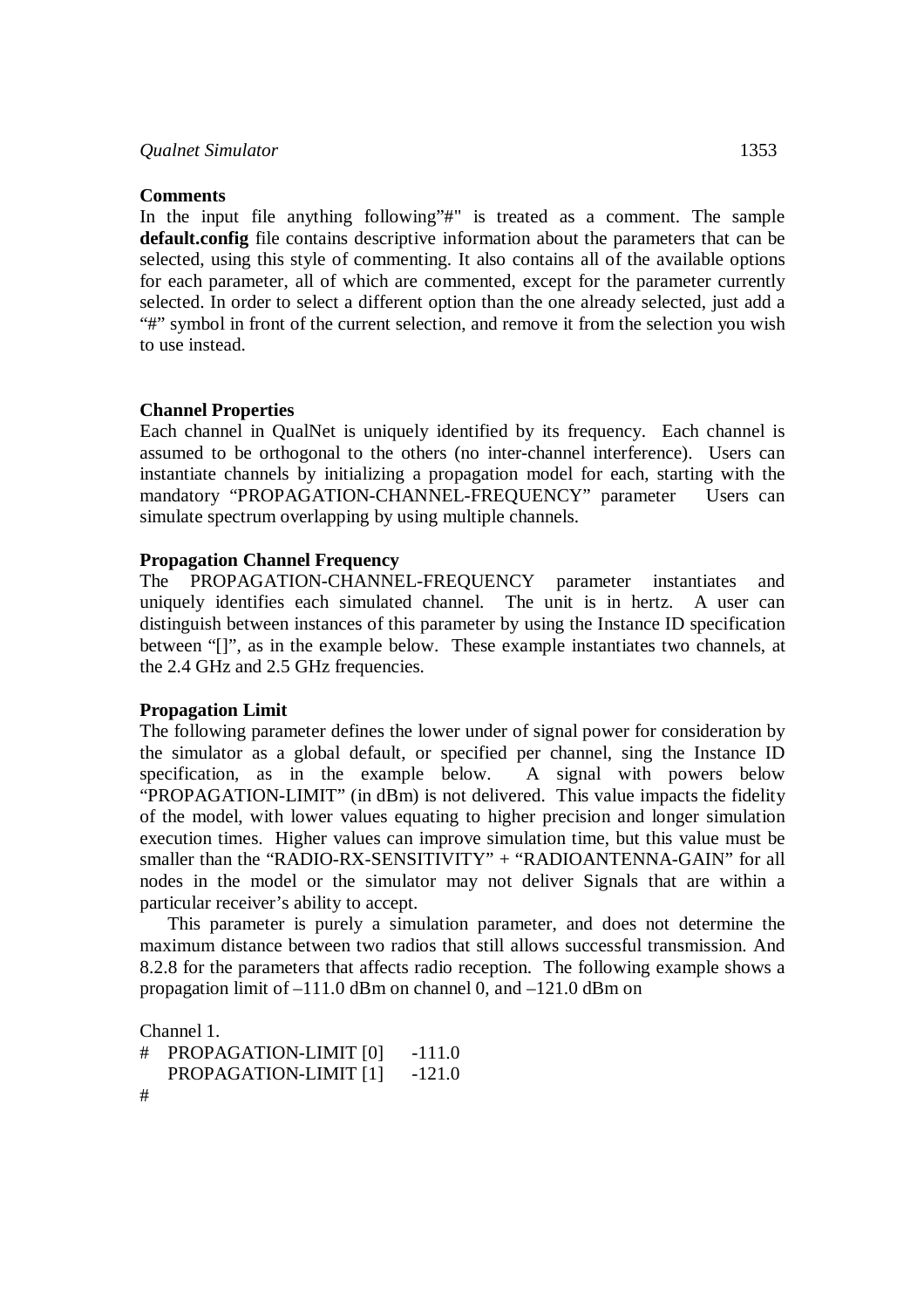**Comments**

In the input file anything following"#" is treated as a comment. The sample **default.config** file contains descriptive information about the parameters that can be selected, using this style of commenting. It also contains all of the available options for each parameter, all of which are commented, except for the parameter currently selected. In order to select a different option than the one already selected, just add a "#" symbol in front of the current selection, and remove it from the selection you wish to use instead.

**Channel Properties**

Each channel in QualNet is uniquely identified by its frequency. Each channel is assumed to be orthogonal to the others (no inter-channel interference). Users can instantiate channels by initializing a propagation model for each, starting with the mandatory "PROPAGATION-CHANNEL-FREQUENCY" parameter Users can simulate spectrum overlapping by using multiple channels.

**Propagation Channel Frequency**

The PROPAGATION-CHANNEL-FREQUENCY parameter instantiates and uniquely identifies each simulated channel. The unit is in hertz. A user can distinguish between instances of this parameter by using the Instance ID specification between "[]", as in the example below. These example instantiates two channels, at the 2.4 GHz and 2.5 GHz frequencies.

**Propagation Limit**

The following parameter defines the lower under of signal power for consideration by the simulator as a global default, or specified per channel, sing the Instance ID specification, as in the example below. A signal with powers below "PROPAGATION-LIMIT" (in dBm) is not delivered. This value impacts the fidelity of the model, with lower values equating to higher precision and longer simulation execution times. Higher values can improve simulation time, but this value must be smaller than the "RADIO-RX-SENSITIVITY" + "RADIOANTENNA-GAIN" for all nodes in the model or the simulator may not deliver Signals that are within a particular receiver's ability to accept.

This parameter is purely a simulation parameter, and does not determine the maximum distance between two radios that still allows successful transmission. And 8.2.8 for the parameters that affects radio reception. The following example shows a propagation limit of –111.0 dBm on channel 0, and –121.0 dBm on

Channel 1.

```
#   PROPAGATION-LIMIT [0]     -111.0
    PROPAGATION-LIMIT [1]     -121.0
#
```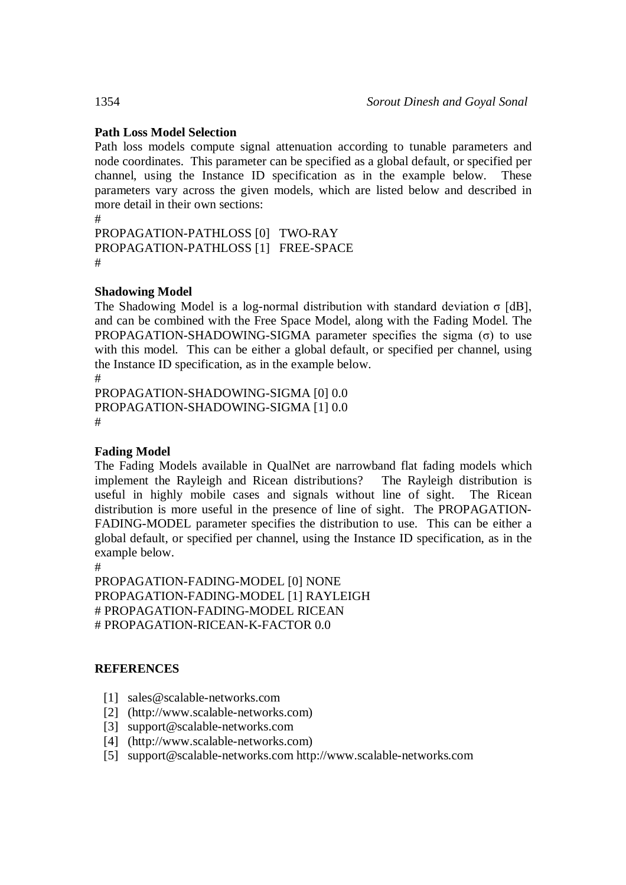**Path Loss Model Selection**

Path loss models compute signal attenuation according to tunable parameters and node coordinates. This parameter can be specified as a global default, or specified per channel, using the Instance ID specification as in the example below. These parameters vary across the given models, which are listed below and described in more detail in their own sections:

```
#
PROPAGATION-PATHLOSS [0]   TWO-RAY
PROPAGATION-PATHLOSS [1]   FREE-SPACE
#
```

**Shadowing Model**

The Shadowing Model is a log-normal distribution with standard deviation σ [dB], and can be combined with the Free Space Model, along with the Fading Model. The PROPAGATION-SHADOWING-SIGMA parameter specifies the sigma (σ) to use with this model. This can be either a global default, or specified per channel, using the Instance ID specification, as in the example below.

```
#
PROPAGATION-SHADOWING-SIGMA [0] 0.0
PROPAGATION-SHADOWING-SIGMA [1] 0.0
#
```

**Fading Model**

The Fading Models available in QualNet are narrowband flat fading models which implement the Rayleigh and Ricean distributions? The Rayleigh distribution is useful in highly mobile cases and signals without line of sight. The Ricean distribution is more useful in the presence of line of sight. The PROPAGATION-FADING-MODEL parameter specifies the distribution to use. This can be either a global default, or specified per channel, using the Instance ID specification, as in the example below.

```
#
PROPAGATION-FADING-MODEL [0] NONE
PROPAGATION-FADING-MODEL [1] RAYLEIGH
# PROPAGATION-FADING-MODEL RICEAN
# PROPAGATION-RICEAN-K-FACTOR 0.0
```

**REFERENCES**

[1] sales@scalable-networks.com
[2] (http://www.scalable-networks.com)
[3] support@scalable-networks.com
[4] (http://www.scalable-networks.com)
[5] support@scalable-networks.com http://www.scalable-networks.com